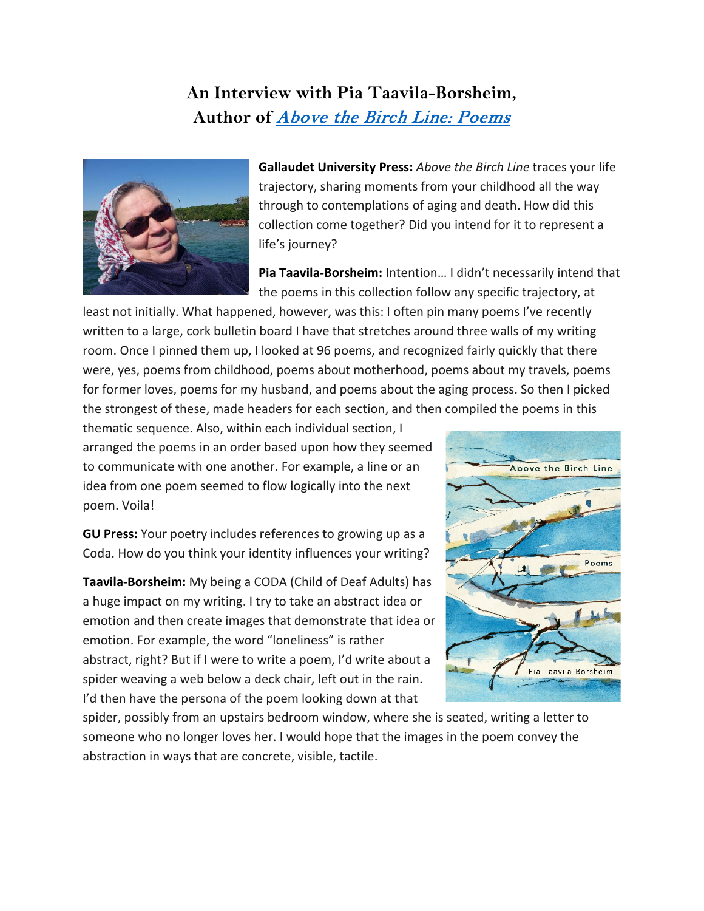# An Interview with Pia Taavila-Borsheim, Author of *Above the Birch Line: Poems*

**Gallaudet University Press:** *Above the Birch Line* traces your life trajectory, sharing moments from your childhood all the way through to contemplations of aging and death. How did this collection come together? Did you intend for it to represent a life's journey?

**Pia Taavila-Borsheim:** Intention… I didn't necessarily intend that the poems in this collection follow any specific trajectory, at least not initially. What happened, however, was this: I often pin many poems I've recently written to a large, cork bulletin board I have that stretches around three walls of my writing room. Once I pinned them up, I looked at 96 poems, and recognized fairly quickly that there were, yes, poems from childhood, poems about motherhood, poems about my travels, poems for former loves, poems for my husband, and poems about the aging process. So then I picked the strongest of these, made headers for each section, and then compiled the poems in this thematic sequence. Also, within each individual section, I arranged the poems in an order based upon how they seemed to communicate with one another. For example, a line or an idea from one poem seemed to flow logically into the next poem. Voila!

**GU Press:** Your poetry includes references to growing up as a Coda. How do you think your identity influences your writing?

**Taavila-Borsheim:** My being a CODA (Child of Deaf Adults) has a huge impact on my writing. I try to take an abstract idea or emotion and then create images that demonstrate that idea or emotion. For example, the word "loneliness" is rather abstract, right? But if I were to write a poem, I'd write about a spider weaving a web below a deck chair, left out in the rain. I'd then have the persona of the poem looking down at that spider, possibly from an upstairs bedroom window, where she is seated, writing a letter to someone who no longer loves her. I would hope that the images in the poem convey the abstraction in ways that are concrete, visible, tactile.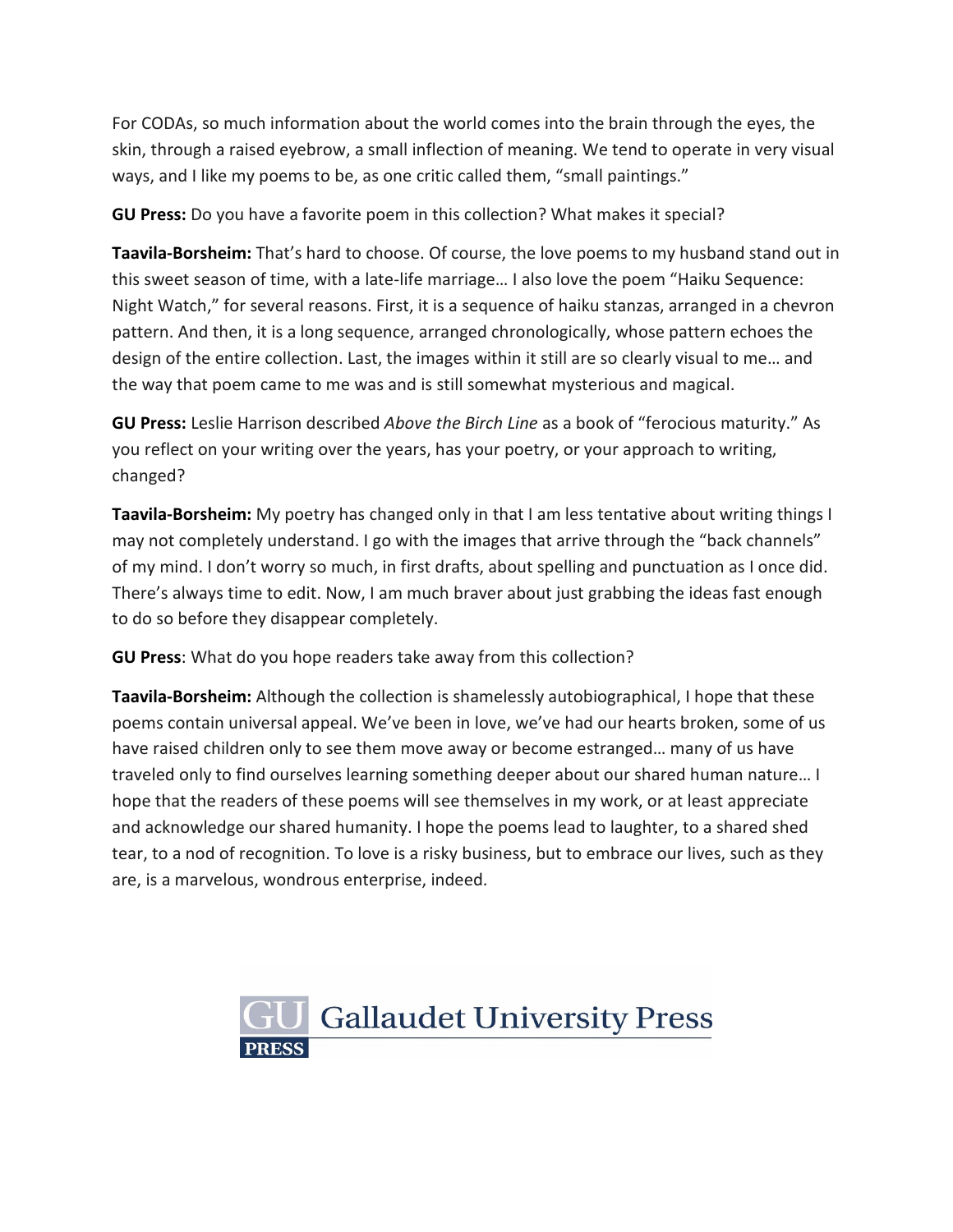For CODAs, so much information about the world comes into the brain through the eyes, the skin, through a raised eyebrow, a small inflection of meaning. We tend to operate in very visual ways, and I like my poems to be, as one critic called them, "small paintings."

**GU Press:** Do you have a favorite poem in this collection? What makes it special?

**Taavila-Borsheim:** That's hard to choose. Of course, the love poems to my husband stand out in this sweet season of time, with a late-life marriage… I also love the poem "Haiku Sequence: Night Watch," for several reasons. First, it is a sequence of haiku stanzas, arranged in a chevron pattern. And then, it is a long sequence, arranged chronologically, whose pattern echoes the design of the entire collection. Last, the images within it still are so clearly visual to me… and the way that poem came to me was and is still somewhat mysterious and magical.

**GU Press:** Leslie Harrison described *Above the Birch Line* as a book of "ferocious maturity." As you reflect on your writing over the years, has your poetry, or your approach to writing, changed?

**Taavila-Borsheim:** My poetry has changed only in that I am less tentative about writing things I may not completely understand. I go with the images that arrive through the "back channels" of my mind. I don't worry so much, in first drafts, about spelling and punctuation as I once did. There's always time to edit. Now, I am much braver about just grabbing the ideas fast enough to do so before they disappear completely.

**GU Press**: What do you hope readers take away from this collection?

**Taavila-Borsheim:** Although the collection is shamelessly autobiographical, I hope that these poems contain universal appeal. We've been in love, we've had our hearts broken, some of us have raised children only to see them move away or become estranged… many of us have traveled only to find ourselves learning something deeper about our shared human nature… I hope that the readers of these poems will see themselves in my work, or at least appreciate and acknowledge our shared humanity. I hope the poems lead to laughter, to a shared shed tear, to a nod of recognition. To love is a risky business, but to embrace our lives, such as they are, is a marvelous, wondrous enterprise, indeed.

GU PRESS Gallaudet University Press